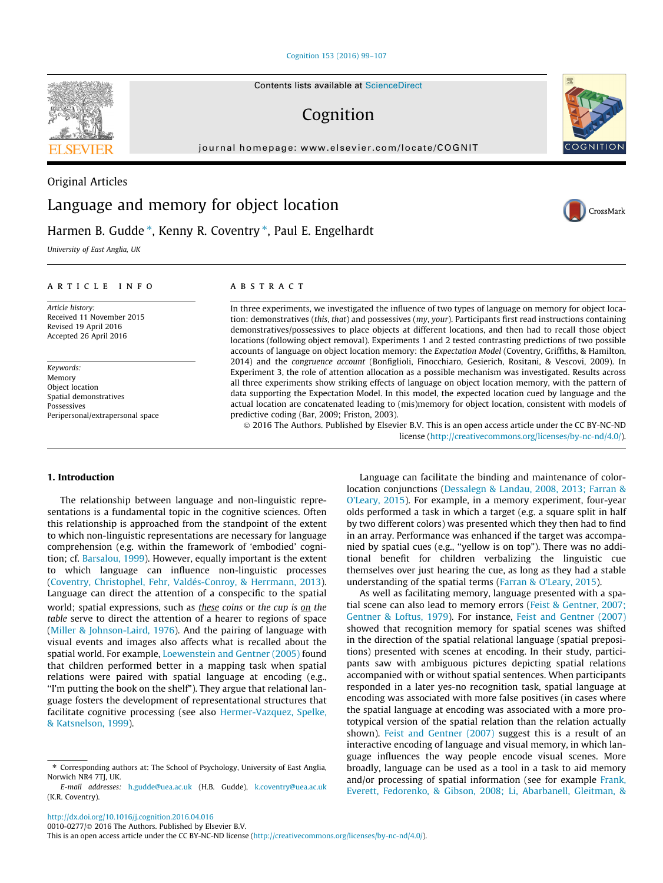Original Articles

# Language and memory for object location

Harmen B. Gudde *, Kenny R. Coventry *, Paul E. Engelhardt

University of East Anglia, UK

**ARTICLE INFO**

*Article history:*
Received 11 November 2015
Revised 19 April 2016
Accepted 26 April 2016

*Keywords:*
Memory
Object location
Spatial demonstratives
Possessives
Peripersonal/extrapersonal space

**ABSTRACT**

In three experiments, we investigated the influence of two types of language on memory for object location: demonstratives (*this*, *that*) and possessives (*my*, *your*). Participants first read instructions containing demonstratives/possessives to place objects at different locations, and then had to recall those object locations (following object removal). Experiments 1 and 2 tested contrasting predictions of two possible accounts of language on object location memory: the *Expectation Model* (Coventry, Griffiths, & Hamilton, 2014) and the *congruence account* (Bonfiglioli, Finocchiaro, Gesierich, Rositani, & Vescovi, 2009). In Experiment 3, the role of attention allocation as a possible mechanism was investigated. Results across all three experiments show striking effects of language on object location memory, with the pattern of data supporting the Expectation Model. In this model, the expected location cued by language and the actual location are concatenated leading to (mis)memory for object location, consistent with models of predictive coding (Bar, 2009; Friston, 2003).

© 2016 The Authors. Published by Elsevier B.V. This is an open access article under the CC BY-NC-ND license (http://creativecommons.org/licenses/by-nc-nd/4.0/).

## 1. Introduction

The relationship between language and non-linguistic representations is a fundamental topic in the cognitive sciences. Often this relationship is approached from the standpoint of the extent to which non-linguistic representations are necessary for language comprehension (e.g. within the framework of 'embodied' cognition; cf. Barsalou, 1999). However, equally important is the extent to which language can influence non-linguistic processes (Coventry, Christophel, Fehr, Valdés-Conroy, & Herrmann, 2013). Language can direct the attention of a conspecific to the spatial world; spatial expressions, such as *these coins* or *the cup is on the table* serve to direct the attention of a hearer to regions of space (Miller & Johnson-Laird, 1976). And the pairing of language with visual events and images also affects what is recalled about the spatial world. For example, Loewenstein and Gentner (2005) found that children performed better in a mapping task when spatial relations were paired with spatial language at encoding (e.g., "I'm putting the book on the shelf"). They argue that relational language fosters the development of representational structures that facilitate cognitive processing (see also Hermer-Vazquez, Spelke, & Katsnelson, 1999).

Language can facilitate the binding and maintenance of color-location conjunctions (Dessalegn & Landau, 2008, 2013; Farran & O'Leary, 2015). For example, in a memory experiment, four-year olds performed a task in which a target (e.g. a square split in half by two different colors) was presented which they then had to find in an array. Performance was enhanced if the target was accompanied by spatial cues (e.g., "yellow is on top"). There was no additional benefit for children verbalizing the linguistic cue themselves over just hearing the cue, as long as they had a stable understanding of the spatial terms (Farran & O'Leary, 2015).

As well as facilitating memory, language presented with a spatial scene can also lead to memory errors (Feist & Gentner, 2007; Gentner & Loftus, 1979). For instance, Feist and Gentner (2007) showed that recognition memory for spatial scenes was shifted in the direction of the spatial relational language (spatial prepositions) presented with scenes at encoding. In their study, participants saw with ambiguous pictures depicting spatial relations accompanied with or without spatial sentences. When participants responded in a later yes-no recognition task, spatial language at encoding was associated with more false positives (in cases where the spatial language at encoding was associated with a more prototypical version of the spatial relation than the relation actually shown). Feist and Gentner (2007) suggest this is a result of an interactive encoding of language and visual memory, in which language influences the way people encode visual scenes. More broadly, language can be used as a tool in a task to aid memory and/or processing of spatial information (see for example Frank, Everett, Fedorenko, & Gibson, 2008; Li, Abarbanell, Gleitman, &

---

* Corresponding authors at: The School of Psychology, University of East Anglia, Norwich NR4 7TJ, UK.
*E-mail addresses:* h.gudde@uea.ac.uk (H.B. Gudde), k.coventry@uea.ac.uk (K.R. Coventry).

http://dx.doi.org/10.1016/j.cognition.2016.04.016
0010-0277/© 2016 The Authors. Published by Elsevier B.V.
This is an open access article under the CC BY-NC-ND license (http://creativecommons.org/licenses/by-nc-nd/4.0/).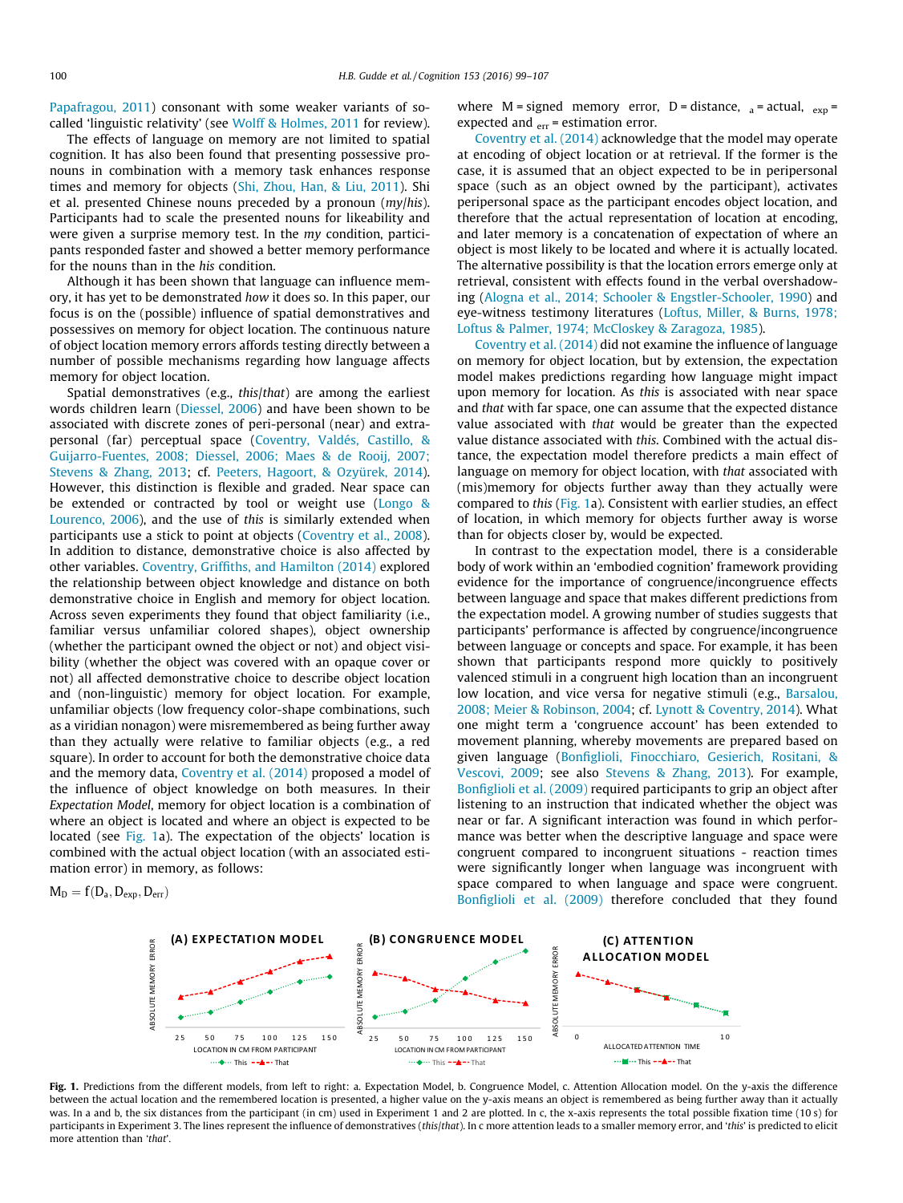Papafragou, 2011) consonant with some weaker variants of so-called 'linguistic relativity' (see Wolff & Holmes, 2011 for review).

The effects of language on memory are not limited to spatial cognition. It has also been found that presenting possessive pronouns in combination with a memory task enhances response times and memory for objects (Shi, Zhou, Han, & Liu, 2011). Shi et al. presented Chinese nouns preceded by a pronoun (*my*/*his*). Participants had to scale the presented nouns for likeability and were given a surprise memory test. In the *my* condition, participants responded faster and showed a better memory performance for the nouns than in the *his* condition.

Although it has been shown that language can influence memory, it has yet to be demonstrated *how* it does so. In this paper, our focus is on the (possible) influence of spatial demonstratives and possessives on memory for object location. The continuous nature of object location memory errors affords testing directly between a number of possible mechanisms regarding how language affects memory for object location.

Spatial demonstratives (e.g., *this*/*that*) are among the earliest words children learn (Diessel, 2006) and have been shown to be associated with discrete zones of peri-personal (near) and extra-personal (far) perceptual space (Coventry, Valdés, Castillo, & Guijarro-Fuentes, 2008; Diessel, 2006; Maes & de Rooij, 2007; Stevens & Zhang, 2013; cf. Peeters, Hagoort, & Ozyürek, 2014). However, this distinction is flexible and graded. Near space can be extended or contracted by tool or weight use (Longo & Lourenco, 2006), and the use of *this* is similarly extended when participants use a stick to point at objects (Coventry et al., 2008). In addition to distance, demonstrative choice is also affected by other variables. Coventry, Griffiths, and Hamilton (2014) explored the relationship between object knowledge and distance on both demonstrative choice in English and memory for object location. Across seven experiments they found that object familiarity (i.e., familiar versus unfamiliar colored shapes), object ownership (whether the participant owned the object or not) and object visibility (whether the object was covered with an opaque cover or not) all affected demonstrative choice to describe object location and (non-linguistic) memory for object location. For example, unfamiliar objects (low frequency color-shape combinations, such as a viridian nonagon) were misremembered as being further away than they actually were relative to familiar objects (e.g., a red square). In order to account for both the demonstrative choice data and the memory data, Coventry et al. (2014) proposed a model of the influence of object knowledge on both measures. In their *Expectation Model*, memory for object location is a combination of where an object is located and where an object is expected to be located (see Fig. 1a). The expectation of the objects' location is combined with the actual object location (with an associated estimation error) in memory, as follows:

$$M_D = f(D_a, D_{exp}, D_{err})$$

where M = signed memory error, D = distance, $_a$ = actual, $_{exp}$ = expected and $_{err}$ = estimation error.

Coventry et al. (2014) acknowledge that the model may operate at encoding of object location or at retrieval. If the former is the case, it is assumed that an object expected to be in peripersonal space (such as an object owned by the participant), activates peripersonal space as the participant encodes object location, and therefore that the actual representation of location at encoding, and later memory is a concatenation of expectation of where an object is most likely to be located and where it is actually located. The alternative possibility is that the location errors emerge only at retrieval, consistent with effects found in the verbal overshadowing (Alogna et al., 2014; Schooler & Engstler-Schooler, 1990) and eye-witness testimony literatures (Loftus, Miller, & Burns, 1978; Loftus & Palmer, 1974; McCloskey & Zaragoza, 1985).

Coventry et al. (2014) did not examine the influence of language on memory for object location, but by extension, the expectation model makes predictions regarding how language might impact upon memory for location. As *this* is associated with near space and *that* with far space, one can assume that the expected distance value associated with *that* would be greater than the expected value distance associated with *this*. Combined with the actual distance, the expectation model therefore predicts a main effect of language on memory for object location, with *that* associated with (mis)memory for objects further away than they actually were compared to *this* (Fig. 1a). Consistent with earlier studies, an effect of location, in which memory for objects further away is worse than for objects closer by, would be expected.

In contrast to the expectation model, there is a considerable body of work within an 'embodied cognition' framework providing evidence for the importance of congruence/incongruence effects between language and space that makes different predictions from the expectation model. A growing number of studies suggests that participants' performance is affected by congruence/incongruence between language or concepts and space. For example, it has been shown that participants respond more quickly to positively valenced stimuli in a congruent high location than an incongruent low location, and vice versa for negative stimuli (e.g., Barsalou, 2008; Meier & Robinson, 2004; cf. Lynott & Coventry, 2014). What one might term a 'congruence account' has been extended to movement planning, whereby movements are prepared based on given language (Bonfiglioli, Finocchiaro, Gesierich, Rositani, & Vescovi, 2009; see also Stevens & Zhang, 2013). For example, Bonfiglioli et al. (2009) required participants to grip an object after listening to an instruction that indicated whether the object was near or far. A significant interaction was found in which performance was better when the descriptive language and space were congruent compared to incongruent situations - reaction times were significantly longer when language was incongruent with space compared to when language and space were congruent. Bonfiglioli et al. (2009) therefore concluded that they found

**Fig. 1.** Predictions from the different models, from left to right: a. Expectation Model, b. Congruence Model, c. Attention Allocation model. On the y-axis the difference between the actual location and the remembered location is presented, a higher value on the y-axis means an object is remembered as being further away than it actually was. In a and b, the six distances from the participant (in cm) used in Experiment 1 and 2 are plotted. In c, the x-axis represents the total possible fixation time (10 s) for participants in Experiment 3. The lines represent the influence of demonstratives (*this*/*that*). In c more attention leads to a smaller memory error, and '*this*' is predicted to elicit more attention than '*that*'.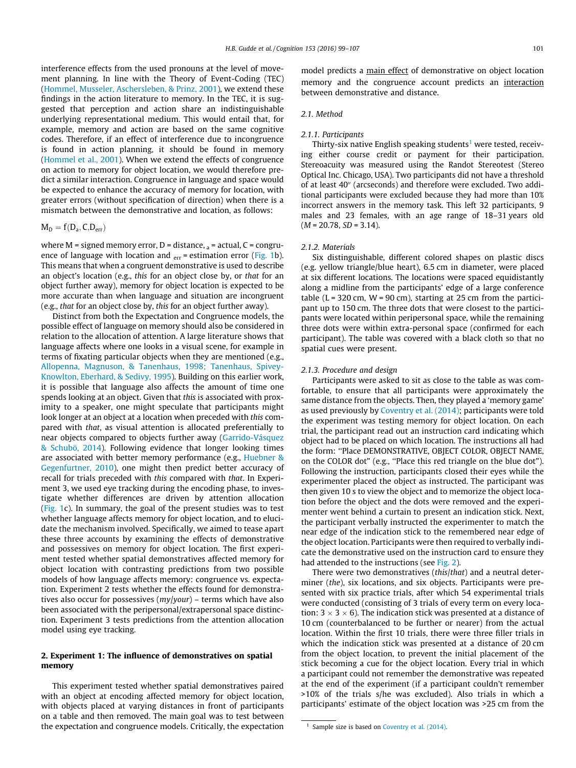interference effects from the used pronouns at the level of movement planning. In line with the Theory of Event-Coding (TEC) (Hommel, Musseler, Aschersleben, & Prinz, 2001), we extend these findings in the action literature to memory. In the TEC, it is suggested that perception and action share an indistinguishable underlying representational medium. This would entail that, for example, memory and action are based on the same cognitive codes. Therefore, if an effect of interference due to incongruence is found in action planning, it should be found in memory (Hommel et al., 2001). When we extend the effects of congruence on action to memory for object location, we would therefore predict a similar interaction. Congruence in language and space would be expected to enhance the accuracy of memory for location, with greater errors (without specification of direction) when there is a mismatch between the demonstrative and location, as follows:

$$M_D = f(D_a, C, D_{err})$$

where M = signed memory error, D = distance, $_a$ = actual, C = congruence of language with location and $_{err}$ = estimation error (Fig. 1b). This means that when a congruent demonstrative is used to describe an object's location (e.g., *this* for an object close by, or *that* for an object further away), memory for object location is expected to be more accurate than when language and situation are incongruent (e.g., *that* for an object close by, *this* for an object further away).

Distinct from both the Expectation and Congruence models, the possible effect of language on memory should also be considered in relation to the allocation of attention. A large literature shows that language affects where one looks in a visual scene, for example in terms of fixating particular objects when they are mentioned (e.g., Allopenna, Magnuson, & Tanenhaus, 1998; Tanenhaus, Spivey-Knowlton, Eberhard, & Sedivy, 1995). Building on this earlier work, it is possible that language also affects the amount of time one spends looking at an object. Given that *this* is associated with proximity to a speaker, one might speculate that participants might look longer at an object at a location when preceded with *this* compared with *that*, as visual attention is allocated preferentially to near objects compared to objects further away (Garrido-Vásquez & Schubö, 2014). Following evidence that longer looking times are associated with better memory performance (e.g., Huebner & Gegenfurtner, 2010), one might then predict better accuracy of recall for trials preceded with *this* compared with *that*. In Experiment 3, we used eye tracking during the encoding phase, to investigate whether differences are driven by attention allocation (Fig. 1c). In summary, the goal of the present studies was to test whether language affects memory for object location, and to elucidate the mechanism involved. Specifically, we aimed to tease apart these three accounts by examining the effects of demonstrative and possessives on memory for object location. The first experiment tested whether spatial demonstratives affected memory for object location with contrasting predictions from two possible models of how language affects memory: congruence vs. expectation. Experiment 2 tests whether the effects found for demonstratives also occur for possessives (*my*/*your*) – terms which have also been associated with the peripersonal/extrapersonal space distinction. Experiment 3 tests predictions from the attention allocation model using eye tracking.

## 2. Experiment 1: The influence of demonstratives on spatial memory

This experiment tested whether spatial demonstratives paired with an object at encoding affected memory for object location, with objects placed at varying distances in front of participants on a table and then removed. The main goal was to test between the expectation and congruence models. Critically, the expectation model predicts a main effect of demonstrative on object location memory and the congruence account predicts an interaction between demonstrative and distance.

### 2.1. Method

#### 2.1.1. Participants

Thirty-six native English speaking students[1] were tested, receiving either course credit or payment for their participation. Stereoacuity was measured using the Randot Stereotest (Stereo Optical Inc. Chicago, USA). Two participants did not have a threshold of at least 40″ (arcseconds) and therefore were excluded. Two additional participants were excluded because they had more than 10% incorrect answers in the memory task. This left 32 participants, 9 males and 23 females, with an age range of 18–31 years old (*M* = 20.78, *SD* = 3.14).

#### 2.1.2. Materials

Six distinguishable, different colored shapes on plastic discs (e.g. yellow triangle/blue heart), 6.5 cm in diameter, were placed at six different locations. The locations were spaced equidistantly along a midline from the participants' edge of a large conference table (L = 320 cm, W = 90 cm), starting at 25 cm from the participant up to 150 cm. The three dots that were closest to the participants were located within peripersonal space, while the remaining three dots were within extra-personal space (confirmed for each participant). The table was covered with a black cloth so that no spatial cues were present.

#### 2.1.3. Procedure and design

Participants were asked to sit as close to the table as was comfortable, to ensure that all participants were approximately the same distance from the objects. Then, they played a 'memory game' as used previously by Coventry et al. (2014); participants were told the experiment was testing memory for object location. On each trial, the participant read out an instruction card indicating which object had to be placed on which location. The instructions all had the form: "Place DEMONSTRATIVE, OBJECT COLOR, OBJECT NAME, on the COLOR dot" (e.g., "Place this red triangle on the blue dot"). Following the instruction, participants closed their eyes while the experimenter placed the object as instructed. The participant was then given 10 s to view the object and to memorize the object location before the object and the dots were removed and the experimenter went behind a curtain to present an indication stick. Next, the participant verbally instructed the experimenter to match the near edge of the indication stick to the remembered near edge of the object location. Participants were then required to verbally indicate the demonstrative used on the instruction card to ensure they had attended to the instructions (see Fig. 2).

There were two demonstratives (*this*/*that*) and a neutral determiner (*the*), six locations, and six objects. Participants were presented with six practice trials, after which 54 experimental trials were conducted (consisting of 3 trials of every term on every location: $3 \times 3 \times 6$). The indication stick was presented at a distance of 10 cm (counterbalanced to be further or nearer) from the actual location. Within the first 10 trials, there were three filler trials in which the indication stick was presented at a distance of 20 cm from the object location, to prevent the initial placement of the stick becoming a cue for the object location. Every trial in which a participant could not remember the demonstrative was repeated at the end of the experiment (if a participant couldn't remember >10% of the trials s/he was excluded). Also trials in which a participants' estimate of the object location was >25 cm from the

[1] Sample size is based on Coventry et al. (2014).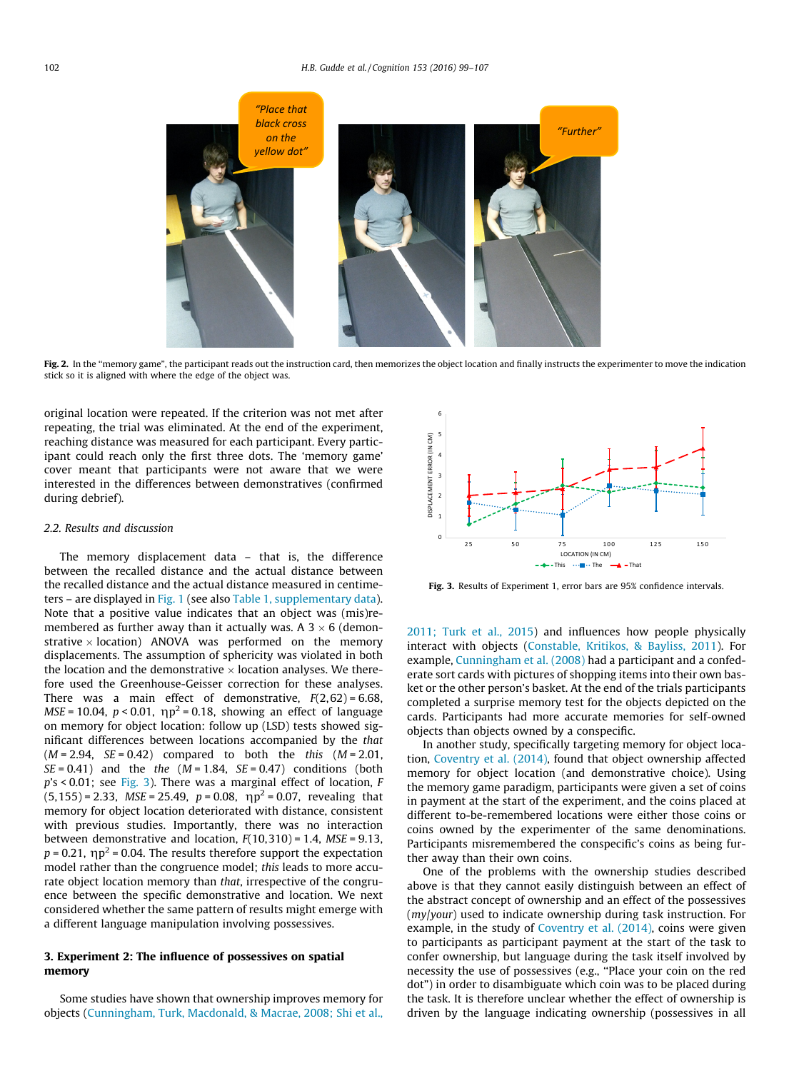Fig. 2. In the "memory game", the participant reads out the instruction card, then memorizes the object location and finally instructs the experimenter to move the indication stick so it is aligned with where the edge of the object was.

original location were repeated. If the criterion was not met after repeating, the trial was eliminated. At the end of the experiment, reaching distance was measured for each participant. Every participant could reach only the first three dots. The 'memory game' cover meant that participants were not aware that we were interested in the differences between demonstratives (confirmed during debrief).

### 2.2. Results and discussion

The memory displacement data – that is, the difference between the recalled distance and the actual distance between the recalled distance and the actual distance measured in centimeters – are displayed in Fig. 1 (see also Table 1, supplementary data). Note that a positive value indicates that an object was (mis)remembered as further away than it actually was. A 3 × 6 (demonstrative × location) ANOVA was performed on the memory displacements. The assumption of sphericity was violated in both the location and the demonstrative × location analyses. We therefore used the Greenhouse-Geisser correction for these analyses. There was a main effect of demonstrative, $F(2,62) = 6.68$, $MSE = 10.04$, $p < 0.01$, $\eta p^2 = 0.18$, showing an effect of language on memory for object location: follow up (LSD) tests showed significant differences between locations accompanied by the *that* ($M = 2.94$, $SE = 0.42$) compared to both the *this* ($M = 2.01$, $SE = 0.41$) and the *the* ($M = 1.84$, $SE = 0.47$) conditions (both $p$'s < 0.01; see Fig. 3). There was a marginal effect of location, $F(5,155) = 2.33$, $MSE = 25.49$, $p = 0.08$, $\eta p^2 = 0.07$, revealing that memory for object location deteriorated with distance, consistent with previous studies. Importantly, there was no interaction between demonstrative and location, $F(10,310) = 1.4$, $MSE = 9.13$, $p = 0.21$, $\eta p^2 = 0.04$. The results therefore support the expectation model rather than the congruence model; *this* leads to more accurate object location memory than *that*, irrespective of the congruence between the specific demonstrative and location. We next considered whether the same pattern of results might emerge with a different language manipulation involving possessives.

Fig. 3. Results of Experiment 1, error bars are 95% confidence intervals.

## 3. Experiment 2: The influence of possessives on spatial memory

Some studies have shown that ownership improves memory for objects (Cunningham, Turk, Macdonald, & Macrae, 2008; Shi et al., 2011; Turk et al., 2015) and influences how people physically interact with objects (Constable, Kritikos, & Bayliss, 2011). For example, Cunningham et al. (2008) had a participant and a confederate sort cards with pictures of shopping items into their own basket or the other person's basket. At the end of the trials participants completed a surprise memory test for the objects depicted on the cards. Participants had more accurate memories for self-owned objects than objects owned by a conspecific.

In another study, specifically targeting memory for object location, Coventry et al. (2014), found that object ownership affected memory for object location (and demonstrative choice). Using the memory game paradigm, participants were given a set of coins in payment at the start of the experiment, and the coins placed at different to-be-remembered locations were either those coins or coins owned by the experimenter of the same denominations. Participants misremembered the conspecific's coins as being further away than their own coins.

One of the problems with the ownership studies described above is that they cannot easily distinguish between an effect of the abstract concept of ownership and an effect of the possessives (*my*/*your*) used to indicate ownership during task instruction. For example, in the study of Coventry et al. (2014), coins were given to participants as participant payment at the start of the task to confer ownership, but language during the task itself involved by necessity the use of possessives (e.g., "Place your coin on the red dot") in order to disambiguate which coin was to be placed during the task. It is therefore unclear whether the effect of ownership is driven by the language indicating ownership (possessives in all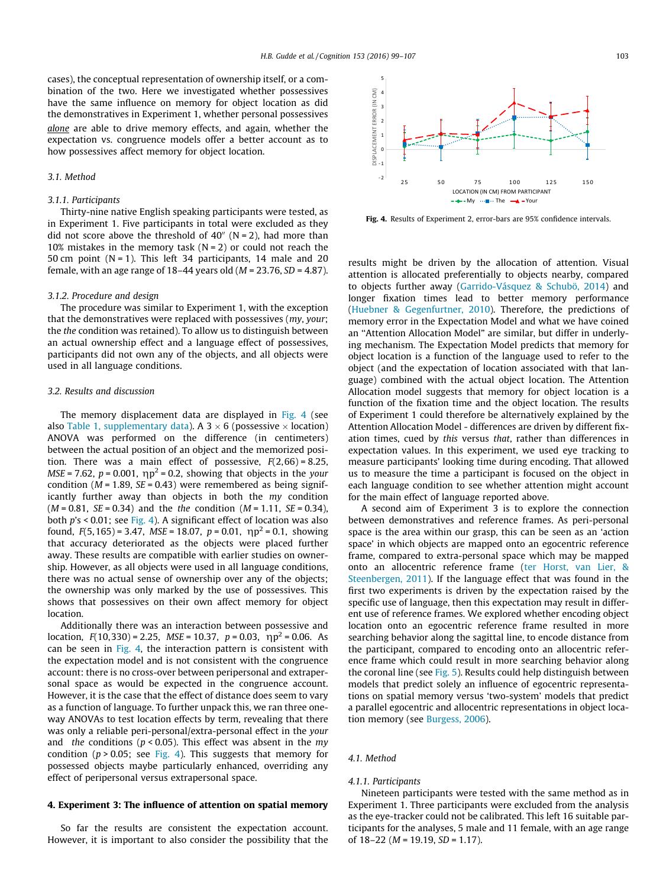cases), the conceptual representation of ownership itself, or a combination of the two. Here we investigated whether possessives have the same influence on memory for object location as did the demonstratives in Experiment 1, whether personal possessives *alone* are able to drive memory effects, and again, whether the expectation vs. congruence models offer a better account as to how possessives affect memory for object location.

### 3.1. Method

#### 3.1.1. Participants

Thirty-nine native English speaking participants were tested, as in Experiment 1. Five participants in total were excluded as they did not score above the threshold of 40″ (N = 2), had more than 10% mistakes in the memory task (N = 2) or could not reach the 50 cm point (N = 1). This left 34 participants, 14 male and 20 female, with an age range of 18–44 years old (*M* = 23.76, *SD* = 4.87).

#### 3.1.2. Procedure and design

The procedure was similar to Experiment 1, with the exception that the demonstratives were replaced with possessives (*my*, *your*; the *the* condition was retained). To allow us to distinguish between an actual ownership effect and a language effect of possessives, participants did not own any of the objects, and all objects were used in all language conditions.

### 3.2. Results and discussion

The memory displacement data are displayed in Fig. 4 (see also Table 1, supplementary data). A 3 × 6 (possessive × location) ANOVA was performed on the difference (in centimeters) between the actual position of an object and the memorized position. There was a main effect of possessive, $F(2,66) = 8.25$, $MSE = 7.62$, $p = 0.001$, $\eta p^2 = 0.2$, showing that objects in the *your* condition (*M* = 1.89, *SE* = 0.43) were remembered as being significantly further away than objects in both the *my* condition (*M* = 0.81, *SE* = 0.34) and the *the* condition (*M* = 1.11, *SE* = 0.34), both *p*'s < 0.01; see Fig. 4). A significant effect of location was also found, $F(5,165) = 3.47$, $MSE = 18.07$, $p = 0.01$, $\eta p^2 = 0.1$, showing that accuracy deteriorated as the objects were placed further away. These results are compatible with earlier studies on ownership. However, as all objects were used in all language conditions, there was no actual sense of ownership over any of the objects; the ownership was only marked by the use of possessives. This shows that possessives on their own affect memory for object location.

Additionally there was an interaction between possessive and location, $F(10,330) = 2.25$, $MSE = 10.37$, $p = 0.03$, $\eta p^2 = 0.06$. As can be seen in Fig. 4, the interaction pattern is consistent with the expectation model and is not consistent with the congruence account: there is no cross-over between peripersonal and extrapersonal space as would be expected in the congruence account. However, it is the case that the effect of distance does seem to vary as a function of language. To further unpack this, we ran three one-way ANOVAs to test location effects by term, revealing that there was only a reliable peri-personal/extra-personal effect in the *your* and *the* conditions ($p < 0.05$). This effect was absent in the *my* condition ($p > 0.05$; see Fig. 4). This suggests that memory for possessed objects maybe particularly enhanced, overriding any effect of peripersonal versus extrapersonal space.

**Fig. 4.** Results of Experiment 2, error-bars are 95% confidence intervals.

## 4. Experiment 3: The influence of attention on spatial memory

So far the results are consistent the expectation account. However, it is important to also consider the possibility that the results might be driven by the allocation of attention. Visual attention is allocated preferentially to objects nearby, compared to objects further away (Garrido-Vásquez & Schubö, 2014) and longer fixation times lead to better memory performance (Huebner & Gegenfurtner, 2010). Therefore, the predictions of memory error in the Expectation Model and what we have coined an "Attention Allocation Model" are similar, but differ in underlying mechanism. The Expectation Model predicts that memory for object location is a function of the language used to refer to the object (and the expectation of location associated with that language) combined with the actual object location. The Attention Allocation model suggests that memory for object location is a function of the fixation time and the object location. The results of Experiment 1 could therefore be alternatively explained by the Attention Allocation Model - differences are driven by different fixation times, cued by *this* versus *that*, rather than differences in expectation values. In this experiment, we used eye tracking to measure participants' looking time during encoding. That allowed us to measure the time a participant is focused on the object in each language condition to see whether attention might account for the main effect of language reported above.

A second aim of Experiment 3 is to explore the connection between demonstratives and reference frames. As peri-personal space is the area within our grasp, this can be seen as an 'action space' in which objects are mapped onto an egocentric reference frame, compared to extra-personal space which may be mapped onto an allocentric reference frame (ter Horst, van Lier, & Steenbergen, 2011). If the language effect that was found in the first two experiments is driven by the expectation raised by the specific use of language, then this expectation may result in different use of reference frames. We explored whether encoding object location onto an egocentric reference frame resulted in more searching behavior along the sagittal line, to encode distance from the participant, compared to encoding onto an allocentric reference frame which could result in more searching behavior along the coronal line (see Fig. 5). Results could help distinguish between models that predict solely an influence of egocentric representations on spatial memory versus 'two-system' models that predict a parallel egocentric and allocentric representations in object location memory (see Burgess, 2006).

### 4.1. Method

#### 4.1.1. Participants

Nineteen participants were tested with the same method as in Experiment 1. Three participants were excluded from the analysis as the eye-tracker could not be calibrated. This left 16 suitable participants for the analyses, 5 male and 11 female, with an age range of 18–22 (*M* = 19.19, *SD* = 1.17).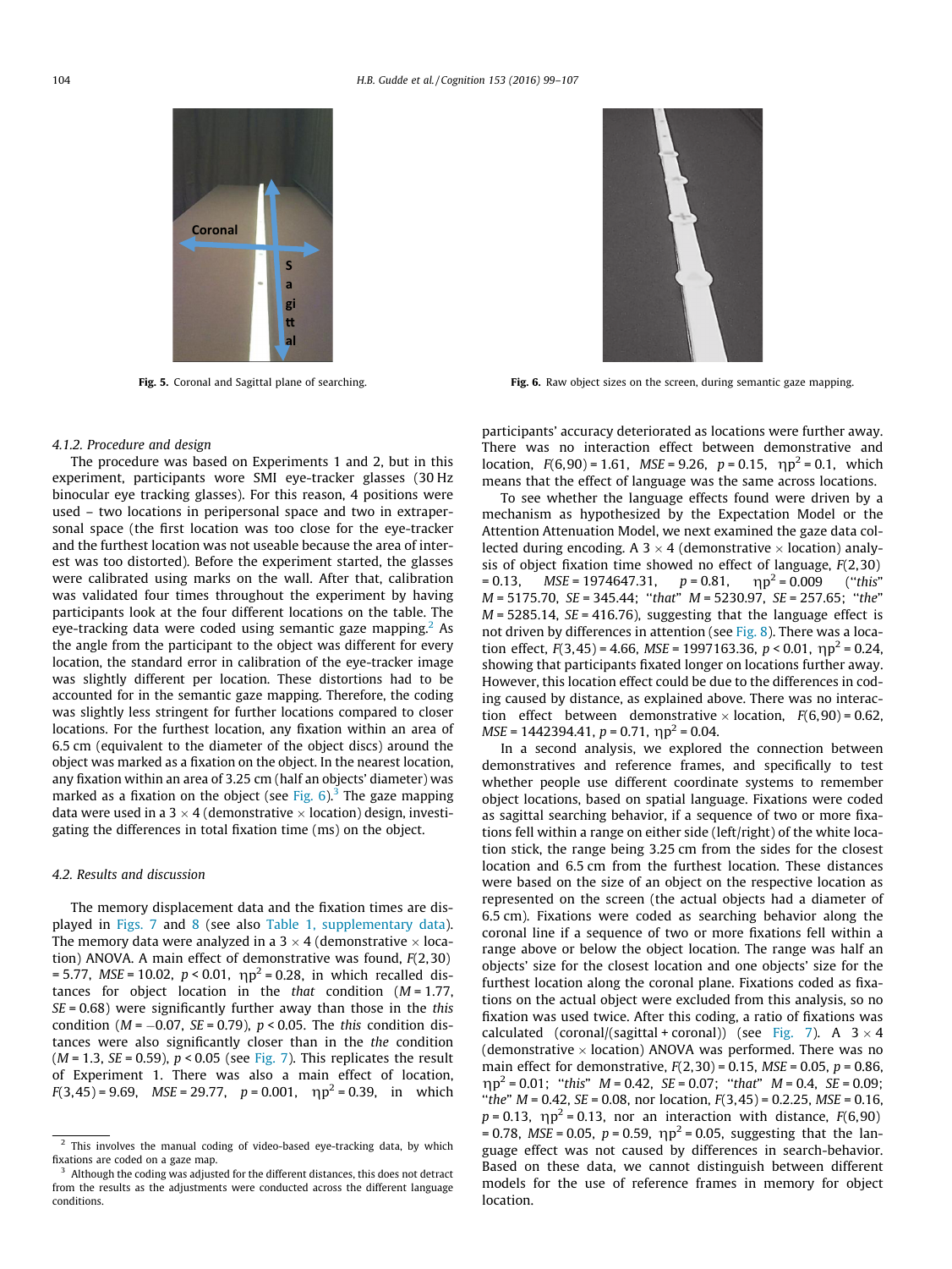Fig. 5. Coronal and Sagittal plane of searching.

Fig. 6. Raw object sizes on the screen, during semantic gaze mapping.

#### 4.1.2. Procedure and design

The procedure was based on Experiments 1 and 2, but in this experiment, participants wore SMI eye-tracker glasses (30 Hz binocular eye tracking glasses). For this reason, 4 positions were used – two locations in peripersonal space and two in extrapersonal space (the first location was too close for the eye-tracker and the furthest location was not useable because the area of interest was too distorted). Before the experiment started, the glasses were calibrated using marks on the wall. After that, calibration was validated four times throughout the experiment by having participants look at the four different locations on the table. The eye-tracking data were coded using semantic gaze mapping.[2] As the angle from the participant to the object was different for every location, the standard error in calibration of the eye-tracker image was slightly different per location. These distortions had to be accounted for in the semantic gaze mapping. Therefore, the coding was slightly less stringent for further locations compared to closer locations. For the furthest location, any fixation within an area of 6.5 cm (equivalent to the diameter of the object discs) around the object was marked as a fixation on the object. In the nearest location, any fixation within an area of 3.25 cm (half an objects' diameter) was marked as a fixation on the object (see Fig. 6).[3] The gaze mapping data were used in a $3 \times 4$ (demonstrative $\times$ location) design, investigating the differences in total fixation time (ms) on the object.

### 4.2. Results and discussion

The memory displacement data and the fixation times are displayed in Figs. 7 and 8 (see also Table 1, supplementary data). The memory data were analyzed in a $3 \times 4$ (demonstrative $\times$ location) ANOVA. A main effect of demonstrative was found, $F(2,30) = 5.77$, $MSE = 10.02$, $p < 0.01$, $\eta p^2 = 0.28$, in which recalled distances for object location in the *that* condition ($M = 1.77$, $SE = 0.68$) were significantly further away than those in the *this* condition ($M = -0.07$, $SE = 0.79$), $p < 0.05$. The *this* condition distances were also significantly closer than in the *the* condition ($M = 1.3$, $SE = 0.59$), $p < 0.05$ (see Fig. 7). This replicates the result of Experiment 1. There was also a main effect of location, $F(3,45) = 9.69$, $MSE = 29.77$, $p = 0.001$, $\eta p^2 = 0.39$, in which participants' accuracy deteriorated as locations were further away. There was no interaction effect between demonstrative and location, $F(6,90) = 1.61$, $MSE = 9.26$, $p = 0.15$, $\eta p^2 = 0.1$, which means that the effect of language was the same across locations.

To see whether the language effects found were driven by a mechanism as hypothesized by the Expectation Model or the Attention Attenuation Model, we next examined the gaze data collected during encoding. A $3 \times 4$ (demonstrative $\times$ location) analysis of object fixation time showed no effect of language, $F(2,30) = 0.13$, $MSE = 1974647.31$, $p = 0.81$, $\eta p^2 = 0.009$ ("*this*" $M = 5175.70$, $SE = 345.44$; "*that*" $M = 5230.97$, $SE = 257.65$; "*the*" $M = 5285.14$, $SE = 416.76$), suggesting that the language effect is not driven by differences in attention (see Fig. 8). There was a location effect, $F(3,45) = 4.66$, $MSE = 1997163.36$, $p < 0.01$, $\eta p^2 = 0.24$, showing that participants fixated longer on locations further away. However, this location effect could be due to the differences in coding caused by distance, as explained above. There was no interaction effect between demonstrative $\times$ location, $F(6,90) = 0.62$, $MSE = 1442394.41$, $p = 0.71$, $\eta p^2 = 0.04$.

In a second analysis, we explored the connection between demonstratives and reference frames, and specifically to test whether people use different coordinate systems to remember object locations, based on spatial language. Fixations were coded as sagittal searching behavior, if a sequence of two or more fixations fell within a range on either side (left/right) of the white location stick, the range being 3.25 cm from the sides for the closest location and 6.5 cm from the furthest location. These distances were based on the size of an object on the respective location as represented on the screen (the actual objects had a diameter of 6.5 cm). Fixations were coded as searching behavior along the coronal line if a sequence of two or more fixations fell within a range above or below the object location. The range was half an objects' size for the closest location and one objects' size for the furthest location along the coronal plane. Fixations coded as fixations on the actual object were excluded from this analysis, so no fixation was used twice. After this coding, a ratio of fixations was calculated (coronal/(sagittal + coronal)) (see Fig. 7). A $3 \times 4$ (demonstrative $\times$ location) ANOVA was performed. There was no main effect for demonstrative, $F(2,30) = 0.15$, $MSE = 0.05$, $p = 0.86$, $\eta p^2 = 0.01$; "*this*" $M = 0.42$, $SE = 0.07$; "*that*" $M = 0.4$, $SE = 0.09$; "*the*" $M = 0.42$, $SE = 0.08$, nor location, $F(3,45) = 0.2.25$, $MSE = 0.16$, $p = 0.13$, $\eta p^2 = 0.13$, nor an interaction with distance, $F(6,90) = 0.78$, $MSE = 0.05$, $p = 0.59$, $\eta p^2 = 0.05$, suggesting that the language effect was not caused by differences in search-behavior. Based on these data, we cannot distinguish between different models for the use of reference frames in memory for object location.

---

[2] This involves the manual coding of video-based eye-tracking data, by which fixations are coded on a gaze map.

[3] Although the coding was adjusted for the different distances, this does not detract from the results as the adjustments were conducted across the different language conditions.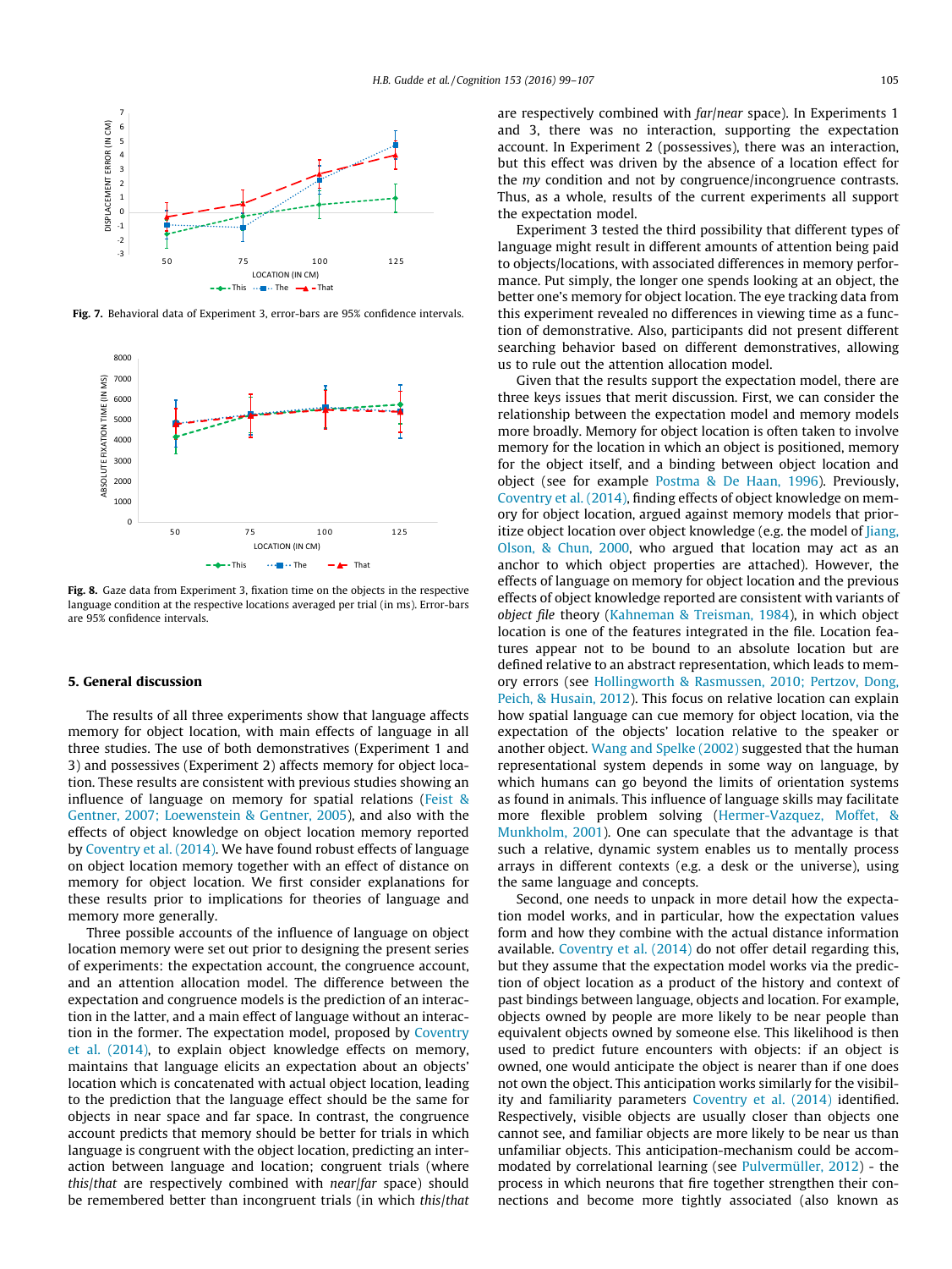Fig. 7. Behavioral data of Experiment 3, error-bars are 95% confidence intervals.

Fig. 8. Gaze data from Experiment 3, fixation time on the objects in the respective language condition at the respective locations averaged per trial (in ms). Error-bars are 95% confidence intervals.

## 5. General discussion

The results of all three experiments show that language affects memory for object location, with main effects of language in all three studies. The use of both demonstratives (Experiment 1 and 3) and possessives (Experiment 2) affects memory for object location. These results are consistent with previous studies showing an influence of language on memory for spatial relations (Feist & Gentner, 2007; Loewenstein & Gentner, 2005), and also with the effects of object knowledge on object location memory reported by Coventry et al. (2014). We have found robust effects of language on object location memory together with an effect of distance on memory for object location. We first consider explanations for these results prior to implications for theories of language and memory more generally.

Three possible accounts of the influence of language on object location memory were set out prior to designing the present series of experiments: the expectation account, the congruence account, and an attention allocation model. The difference between the expectation and congruence models is the prediction of an interaction in the latter, and a main effect of language without an interaction in the former. The expectation model, proposed by Coventry et al. (2014), to explain object knowledge effects on memory, maintains that language elicits an expectation about an objects' location which is concatenated with actual object location, leading to the prediction that the language effect should be the same for objects in near space and far space. In contrast, the congruence account predicts that memory should be better for trials in which language is congruent with the object location, predicting an interaction between language and location; congruent trials (where *this*/*that* are respectively combined with *near*/*far* space) should be remembered better than incongruent trials (in which *this*/*that* are respectively combined with *far*/*near* space). In Experiments 1 and 3, there was no interaction, supporting the expectation account. In Experiment 2 (possessives), there was an interaction, but this effect was driven by the absence of a location effect for the *my* condition and not by congruence/incongruence contrasts. Thus, as a whole, results of the current experiments all support the expectation model.

Experiment 3 tested the third possibility that different types of language might result in different amounts of attention being paid to objects/locations, with associated differences in memory performance. Put simply, the longer one spends looking at an object, the better one's memory for object location. The eye tracking data from this experiment revealed no differences in viewing time as a function of demonstrative. Also, participants did not present different searching behavior based on different demonstratives, allowing us to rule out the attention allocation model.

Given that the results support the expectation model, there are three keys issues that merit discussion. First, we can consider the relationship between the expectation model and memory models more broadly. Memory for object location is often taken to involve memory for the location in which an object is positioned, memory for the object itself, and a binding between object location and object (see for example Postma & De Haan, 1996). Previously, Coventry et al. (2014), finding effects of object knowledge on memory for object location, argued against memory models that prioritize object location over object knowledge (e.g. the model of Jiang, Olson, & Chun, 2000, who argued that location may act as an anchor to which object properties are attached). However, the effects of language on memory for object location and the previous effects of object knowledge reported are consistent with variants of *object file* theory (Kahneman & Treisman, 1984), in which object location is one of the features integrated in the file. Location features appear not to be bound to an absolute location but are defined relative to an abstract representation, which leads to memory errors (see Hollingworth & Rasmussen, 2010; Pertzov, Dong, Peich, & Husain, 2012). This focus on relative location can explain how spatial language can cue memory for object location, via the expectation of the objects' location relative to the speaker or another object. Wang and Spelke (2002) suggested that the human representational system depends in some way on language, by which humans can go beyond the limits of orientation systems as found in animals. This influence of language skills may facilitate more flexible problem solving (Hermer-Vazquez, Moffet, & Munkholm, 2001). One can speculate that the advantage is that such a relative, dynamic system enables us to mentally process arrays in different contexts (e.g. a desk or the universe), using the same language and concepts.

Second, one needs to unpack in more detail how the expectation model works, and in particular, how the expectation values form and how they combine with the actual distance information available. Coventry et al. (2014) do not offer detail regarding this, but they assume that the expectation model works via the prediction of object location as a product of the history and context of past bindings between language, objects and location. For example, objects owned by people are more likely to be near people than equivalent objects owned by someone else. This likelihood is then used to predict future encounters with objects: if an object is owned, one would anticipate the object is nearer than if one does not own the object. This anticipation works similarly for the visibility and familiarity parameters Coventry et al. (2014) identified. Respectively, visible objects are usually closer than objects one cannot see, and familiar objects are more likely to be near us than unfamiliar objects. This anticipation-mechanism could be accommodated by correlational learning (see Pulvermüller, 2012) - the process in which neurons that fire together strengthen their connections and become more tightly associated (also known as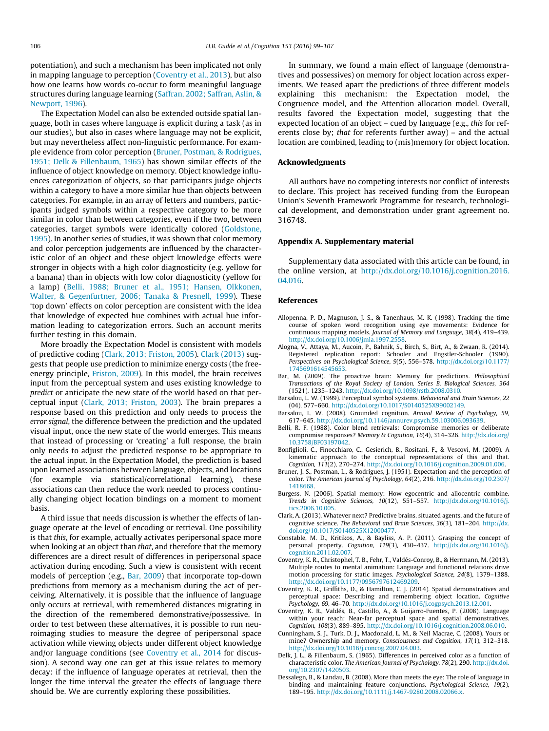potentiation), and such a mechanism has been implicated not only in mapping language to perception (Coventry et al., 2013), but also how one learns how words co-occur to form meaningful language structures during language learning (Saffran, 2002; Saffran, Aslin, & Newport, 1996).

The Expectation Model can also be extended outside spatial language, both in cases where language is explicit during a task (as in our studies), but also in cases where language may not be explicit, but may nevertheless affect non-linguistic performance. For example evidence from color perception (Bruner, Postman, & Rodrigues, 1951; Delk & Fillenbaum, 1965) has shown similar effects of the influence of object knowledge on memory. Object knowledge influences categorization of objects, so that participants judge objects within a category to have a more similar hue than objects between categories. For example, in an array of letters and numbers, participants judged symbols within a respective category to be more similar in color than between categories, even if the two, between categories, target symbols were identically colored (Goldstone, 1995). In another series of studies, it was shown that color memory and color perception judgements are influenced by the characteristic color of an object and these object knowledge effects were stronger in objects with a high color diagnosticity (e.g. yellow for a banana) than in objects with low color diagnosticity (yellow for a lamp) (Belli, 1988; Bruner et al., 1951; Hansen, Olkkonen, Walter, & Gegenfurtner, 2006; Tanaka & Presnell, 1999). These 'top down' effects on color perception are consistent with the idea that knowledge of expected hue combines with actual hue information leading to categorization errors. Such an account merits further testing in this domain.

More broadly the Expectation Model is consistent with models of predictive coding (Clark, 2013; Friston, 2005). Clark (2013) suggests that people use prediction to minimize energy costs (the free-energy principle, Friston, 2009). In this model, the brain receives input from the perceptual system and uses existing knowledge to *predict* or anticipate the new state of the world based on that perceptual input (Clark, 2013; Friston, 2003). The brain prepares a response based on this prediction and only needs to process the *error signal*, the difference between the prediction and the updated visual input, once the new state of the world emerges. This means that instead of processing or 'creating' a full response, the brain only needs to adjust the predicted response to be appropriate to the actual input. In the Expectation Model, the prediction is based upon learned associations between language, objects, and locations (for example via statistical/correlational learning), these associations can then reduce the work needed to process continually changing object location bindings on a moment to moment basis.

A third issue that needs discussion is whether the effects of language operate at the level of encoding or retrieval. One possibility is that *this*, for example, actually activates peripersonal space more when looking at an object than *that*, and therefore that the memory differences are a direct result of differences in peripersonal space activation during encoding. Such a view is consistent with recent models of perception (e.g., Bar, 2009) that incorporate top-down predictions from memory as a mechanism during the act of perceiving. Alternatively, it is possible that the influence of language only occurs at retrieval, with remembered distances migrating in the direction of the remembered demonstrative/possessive. In order to test between these alternatives, it is possible to run neuroimaging studies to measure the degree of peripersonal space activation while viewing objects under different object knowledge and/or language conditions (see Coventry et al., 2014 for discussion). A second way one can get at this issue relates to memory decay: if the influence of language operates at retrieval, then the longer the time interval the greater the effects of language there should be. We are currently exploring these possibilities.

In summary, we found a main effect of language (demonstratives and possessives) on memory for object location across experiments. We teased apart the predictions of three different models explaining this mechanism: the Expectation model, the Congruence model, and the Attention allocation model. Overall, results favored the Expectation model, suggesting that the expected location of an object – cued by language (e.g., *this* for referents close by; *that* for referents further away) – and the actual location are combined, leading to (mis)memory for object location.

## Acknowledgments

All authors have no competing interests nor conflict of interests to declare. This project has received funding from the European Union's Seventh Framework Programme for research, technological development, and demonstration under grant agreement no. 316748.

## Appendix A. Supplementary material

Supplementary data associated with this article can be found, in the online version, at http://dx.doi.org/10.1016/j.cognition.2016.04.016.

## References

Allopenna, P. D., Magnuson, J. S., & Tanenhaus, M. K. (1998). Tracking the time course of spoken word recognition using eye movements: Evidence for continuous mapping models. *Journal of Memory and Language, 38*(4), 419–439. http://dx.doi.org/10.1006/jmla.1997.2558.

Alogna, V., Attaya, M., Aucoin, P., Bahnik, S., Birch, S., Birt, A., & Zwaan, R. (2014). Registered replication report: Schooler and Engstler-Schooler (1990). *Perspectives on Psychological Science, 9*(5), 556–578. http://dx.doi.org/10.1177/1745691614545653.

Bar, M. (2009). The proactive brain: Memory for predictions. *Philosophical Transactions of the Royal Society of London. Series B, Biological Sciences, 364* (1521), 1235–1243. http://dx.doi.org/10.1098/rstb.2008.0310.

Barsalou, L. W. (1999). Perceptual symbol systems. *Behavioral and Brain Sciences, 22* (04), 577–660. http://dx.doi.org/10.1017/S0140525X99002149.

Barsalou, L. W. (2008). Grounded cognition. *Annual Review of Psychology, 59*, 617–645. http://dx.doi.org/10.1146/annurev.psych.59.103006.093639.

Belli, R. F. (1988). Color blend retrievals: Compromise memories or deliberate compromise responses? *Memory & Cognition, 16*(4), 314–326. http://dx.doi.org/10.3758/BF03197042.

Bonfiglioli, C., Finocchiaro, C., Gesierich, B., Rositani, F., & Vescovi, M. (2009). A kinematic approach to the conceptual representations of this and that. *Cognition, 111*(2), 270–274. http://dx.doi.org/10.1016/j.cognition.2009.01.006.

Bruner, J. S., Postman, L., & Rodrigues, J. (1951). Expectation and the perception of color. *The American Journal of Psychology, 64*(2), 216. http://dx.doi.org/10.2307/1418668.

Burgess, N. (2006). Spatial memory: How egocentric and allocentric combine. *Trends in Cognitive Sciences, 10*(12), 551–557. http://dx.doi.org/10.1016/j.tics.2006.10.005.

Clark, A. (2013). Whatever next? Predictive brains, situated agents, and the future of cognitive science. *The Behavioral and Brain Sciences, 36*(3), 181–204. http://dx.doi.org/10.1017/S0140525X12000477.

Constable, M. D., Kritikos, A., & Bayliss, A. P. (2011). Grasping the concept of personal property. *Cognition, 119*(3), 430–437. http://dx.doi.org/10.1016/j.cognition.2011.02.007.

Coventry, K. R., Christophel, T. B., Fehr, T., Valdés-Conroy, B., & Herrmann, M. (2013). Multiple routes to mental animation: Language and functional relations drive motion processing for static images. *Psychological Science, 24*(8), 1379–1388. http://dx.doi.org/10.1177/0956797612469209.

Coventry, K. R., Griffiths, D., & Hamilton, C. J. (2014). Spatial demonstratives and perceptual space: Describing and remembering object location. *Cognitive Psychology, 69*, 46–70. http://dx.doi.org/10.1016/j.cogpsych.2013.12.001.

Coventry, K. R., Valdés, B., Castillo, A., & Guijarro-Fuentes, P. (2008). Language within your reach: Near-far perceptual space and spatial demonstratives. *Cognition, 108*(3), 889–895. http://dx.doi.org/10.1016/j.cognition.2008.06.010.

Cunningham, S. J., Turk, D. J., Macdonald, L. M., & Neil Macrae, C. (2008). Yours or mine? Ownership and memory. *Consciousness and Cognition, 17*(1), 312–318. http://dx.doi.org/10.1016/j.concog.2007.04.003.

Delk, J. L., & Fillenbaum, S. (1965). Differences in perceived color as a function of characteristic color. *The American Journal of Psychology, 78*(2), 290. http://dx.doi.org/10.2307/1420503.

Dessalegn, B., & Landau, B. (2008). More than meets the eye: The role of language in binding and maintaining feature conjunctions. *Psychological Science, 19*(2), 189–195. http://dx.doi.org/10.1111/j.1467-9280.2008.02066.x.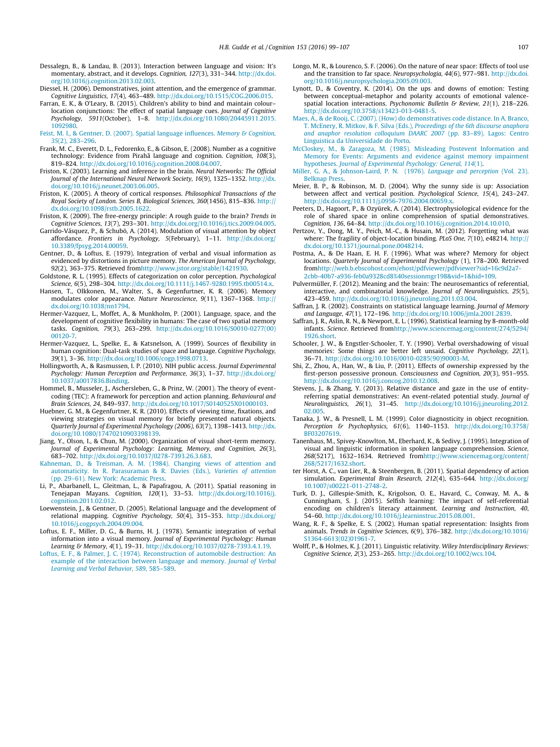Dessalegn, B., & Landau, B. (2013). Interaction between language and vision: It's momentary, abstract, and it develops. *Cognition, 127*(3), 331–344. http://dx.doi.org/10.1016/j.cognition.2013.02.003.

Diessel, H. (2006). Demonstratives, joint attention, and the emergence of grammar. *Cognitive Linguistics, 17*(4), 463–489. http://dx.doi.org/10.1515/COG.2006.015.

Farran, E. K., & O'Leary, B. (2015). Children's ability to bind and maintain colour–location conjunctions: The effect of spatial language cues. *Journal of Cognitive Psychology, 5911*(October), 1–8. http://dx.doi.org/10.1080/20445911.2015.1092980.

Feist, M. I., & Gentner, D. (2007). Spatial language influences. *Memory & Cognition, 35*(2), 283–296.

Frank, M. C., Everett, D. L., Fedorenko, E., & Gibson, E. (2008). Number as a cognitive technology: Evidence from Pirahã language and cognition. *Cognition, 108*(3), 819–824. http://dx.doi.org/10.1016/j.cognition.2008.04.007.

Friston, K. (2003). Learning and inference in the brain. *Neural Networks: The Official Journal of the International Neural Network Society, 16*(9), 1325–1352. http://dx.doi.org/10.1016/j.neunet.2003.06.005.

Friston, K. (2005). A theory of cortical responses. *Philosophical Transactions of the Royal Society of London. Series B, Biological Sciences, 360*(1456), 815–836. http://dx.doi.org/10.1098/rstb.2005.1622.

Friston, K. (2009). The free-energy principle: A rough guide to the brain? *Trends in Cognitive Sciences, 13*(7), 293–301. http://dx.doi.org/10.1016/j.tics.2009.04.005.

Garrido-Vásquez, P., & Schubö, A. (2014). Modulation of visual attention by object affordance. *Frontiers in Psychology, 5*(February), 1–11. http://dx.doi.org/10.3389/fpsyg.2014.00059.

Gentner, D., & Loftus, E. (1979). Integration of verbal and visual information as evidenced by distortions in picture memory. *The American Journal of Psychology, 92*(2), 363–375. Retrieved fromhttp://www.jstor.org/stable/1421930.

Goldstone, R. L. (1995). Effects of categorization on color perception. *Psychological Science, 6*(5), 298–304. http://dx.doi.org/10.1111/j.1467-9280.1995.tb00514.x.

Hansen, T., Olkkonen, M., Walter, S., & Gegenfurtner, K. R. (2006). Memory modulates color appearance. *Nature Neuroscience, 9*(11), 1367–1368. http://dx.doi.org/10.1038/nn1794.

Hermer-Vazquez, L., Moffet, A., & Munkholm, P. (2001). Language, space, and the development of cognitive flexibility in humans: The case of two spatial memory tasks. *Cognition, 79*(3), 263–299. http://dx.doi.org/10.1016/S0010-0277(00)00120-7.

Hermer-Vazquez, L., Spelke, E., & Katsnelson, A. (1999). Sources of flexibility in human cognition: Dual-task studies of space and language. *Cognitive Psychology, 39*(1), 3–36. http://dx.doi.org/10.1006/cogp.1998.0713.

Hollingworth, A., & Rasmussen, I. P. (2010). NIH public access. *Journal Experimental Psychology: Human Perception and Performance, 36*(3), 1–37. http://dx.doi.org/10.1037/a0017836.Binding.

Hommel, B., Musseler, J., Aschersleben, G., & Prinz, W. (2001). The theory of event-coding (TEC): A framework for perception and action planning. *Behavioural and Brain Sciences, 24*, 849–937. http://dx.doi.org/10.1017/S0140525X01000103.

Huebner, G. M., & Gegenfurtner, K. R. (2010). Effects of viewing time, fixations, and viewing strategies on visual memory for briefly presented natural objects. *Quarterly Journal of Experimental Psychology (2006), 63*(7), 1398–1413. http://dx.doi.org/10.1080/17470210903398139.

Jiang, Y., Olson, I., & Chun, M. (2000). Organization of visual short-term memory. *Journal of Experimental Psychology: Learning, Memory, and Cognition, 26*(3), 683–702. http://dx.doi.org/10.1037/0278-7393.26.3.683.

Kahneman, D., & Treisman, A. M. (1984). Changing views of attention and automaticity. In R. Parasuraman & R. Davies (Eds.), *Varieties of attention* (pp. 29–61). New York: Academic Press.

Li, P., Abarbanell, L., Gleitman, L., & Papafragou, A. (2011). Spatial reasoning in Tenejapan Mayans. *Cognition, 120*(1), 33–53. http://dx.doi.org/10.1016/j.cognition.2011.02.012.

Loewenstein, J., & Gentner, D. (2005). Relational language and the development of relational mapping. *Cognitive Psychology, 50*(4), 315–353. http://dx.doi.org/10.1016/j.cogpsych.2004.09.004.

Loftus, E. F., Miller, D. G., & Burns, H. J. (1978). Semantic integration of verbal information into a visual memory. *Journal of Experimental Psychology: Human Learning & Memory, 4*(1), 19–31. http://dx.doi.org/10.1037/0278-7393.4.1.19.

Loftus, E. F., & Palmer, J. C. (1974). Reconstruction of automobile destruction: An example of the interaction between language and memory. *Journal of Verbal Learning and Verbal Behavior, 589*, 585–589.

Longo, M. R., & Lourenco, S. F. (2006). On the nature of near space: Effects of tool use and the transition to far space. *Neuropsychologia, 44*(6), 977–981. http://dx.doi.org/10.1016/j.neuropsychologia.2005.09.003.

Lynott, D., & Coventry, K. (2014). On the ups and downs of emotion: Testing between conceptual-metaphor and polarity accounts of emotional valence-spatial location interactions. *Psychonomic Bulletin & Review, 21*(1), 218–226. http://dx.doi.org/10.3758/s13423-013-0481-5.

Maes, A., & de Rooij, C. (2007). (How) do demonstratives code distance. In A. Branco, T. McEnery, R. Mitkov, & F. Silva (Eds.), *Proceedings of the 6th discourse anaphora and anaphor resolution colloquium DAARC 2007* (pp. 83–89). Lagos: Centro Linguistica da Universidade do Porto.

McCloskey, M., & Zaragoza, M. (1985). Misleading Postevent Information and Memory for Events: Arguments and evidence against memory impairment hypotheses. *Journal of Experimental Psychology: General, 114*(1).

Miller, G. A., & Johnson-Laird, P. N. (1976). *Language and perception* (Vol. 23). Belknap Press.

Meier, B. P., & Robinson, M. D. (2004). Why the sunny side is up: Association between affect and vertical position. *Psychological Science, 15*(4), 243–247. http://dx.doi.org/10.1111/j.0956-7976.2004.00659.x.

Peeters, D., Hagoort, P., & Ozyürek, A. (2014). Electrophysiological evidence for the role of shared space in online comprehension of spatial demonstratives. *Cognition, 136*, 64–84. http://dx.doi.org/10.1016/j.cognition.2014.10.010.

Pertzov, Y., Dong, M. Y., Peich, M.-C., & Husain, M. (2012). Forgetting what was where: The fragility of object-location binding. *PLoS One, 7*(10), e48214. http://dx.doi.org/10.1371/journal.pone.0048214.

Postma, A., & De Haan, E. H. F. (1996). What was where? Memory for object locations. *Quarterly Journal of Experimental Psychology* (1), 178–200. Retrieved fromhttp://web.b.ebscohost.com/ehost/pdfviewer/pdfviewer?sid=16c9d2a7-2cbb-40b7-a936-feb0a9328cd8%40sessionmgr198&vid=1&hid=109.

Pulvermüller, F. (2012). Meaning and the brain: The neurosemantics of referential, interactive, and combinatorial knowledge. *Journal of Neurolinguistics, 25*(5), 423–459. http://dx.doi.org/10.1016/j.jneuroling.2011.03.004.

Saffran, J. R. (2002). Constraints on statistical language learning. *Journal of Memory and Language, 47*(1), 172–196. http://dx.doi.org/10.1006/jmla.2001.2839.

Saffran, J. R., Aslin, R. N., & Newport, E. L. (1996). Statistical learning by 8-month-old infants. *Science*. Retrieved fromhttp://www.sciencemag.org/content/274/5294/1926.short.

Schooler, J. W., & Engstler-Schooler, T. Y. (1990). Verbal overshadowing of visual memories: Some things are better left unsaid. *Cognitive Psychology, 22*(1), 36–71. http://dx.doi.org/10.1016/0010-0285(90)90003-M.

Shi, Z., Zhou, A., Han, W., & Liu, P. (2011). Effects of ownership expressed by the first-person possessive pronoun. *Consciousness and Cognition, 20*(3), 951–955. http://dx.doi.org/10.1016/j.concog.2010.12.008.

Stevens, J., & Zhang, Y. (2013). Relative distance and gaze in the use of entity-referring spatial demonstratives: An event-related potential study. *Journal of Neurolinguistics, 26*(1), 31–45. http://dx.doi.org/10.1016/j.jneuroling.2012.02.005.

Tanaka, J. W., & Presnell, L. M. (1999). Color diagnosticity in object recognition. *Perception & Psychophysics, 61*(6), 1140–1153. http://dx.doi.org/10.3758/BF03207619.

Tanenhaus, M., Spivey-Knowlton, M., Eberhard, K., & Sedivy, J. (1995). Integration of visual and linguistic information in spoken language comprehension. *Science, 268*(5217), 1632–1634. Retrieved fromhttp://www.sciencemag.org/content/268/5217/1632.short.

ter Horst, A. C., van Lier, R., & Steenbergen, B. (2011). Spatial dependency of action simulation. *Experimental Brain Research, 212*(4), 635–644. http://dx.doi.org/10.1007/s00221-011-2748-2.

Turk, D. J., Gillespie-Smith, K., Krigolson, O. E., Havard, C., Conway, M. A., & Cunningham, S. J. (2015). Selfish learning: The impact of self-referential encoding on children's literacy attainment. *Learning and Instruction, 40*, 54–60. http://dx.doi.org/10.1016/j.learninstruc.2015.08.001.

Wang, R. F., & Spelke, E. S. (2002). Human spatial representation: Insights from animals. *Trends in Cognitive Sciences, 6*(9), 376–382. http://dx.doi.org/10.1016/S1364-6613(02)01961-7.

Wolff, P., & Holmes, K. J. (2011). Linguistic relativity. *Wiley Interdisciplinary Reviews: Cognitive Science, 2*(3), 253–265. http://dx.doi.org/10.1002/wcs.104.